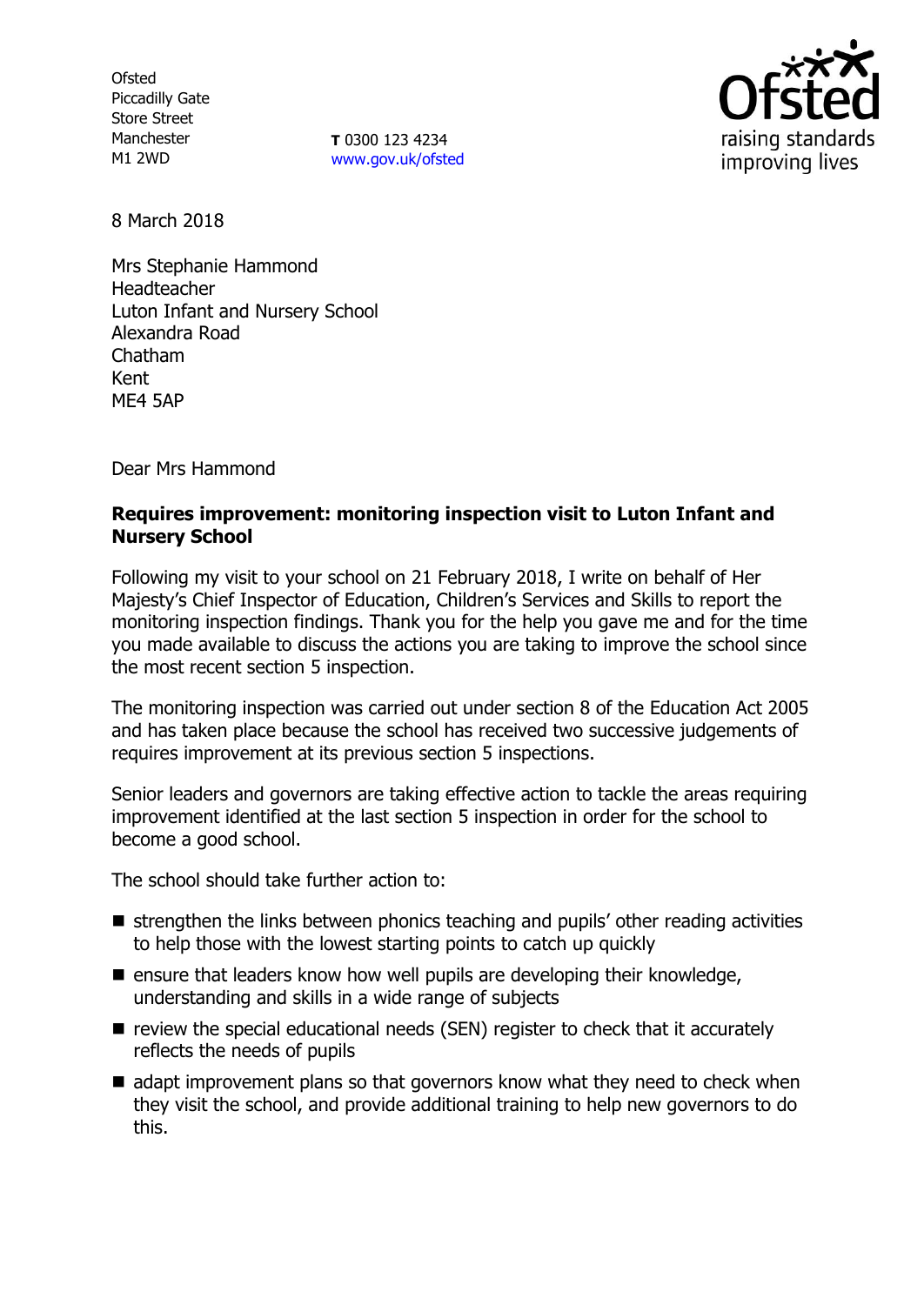Ofsted
Piccadilly Gate
Store Street
Manchester
M1 2WD

**T** 0300 123 4234
www.gov.uk/ofsted

Ofsted
raising standards
improving lives

8 March 2018

Mrs Stephanie Hammond
Headteacher
Luton Infant and Nursery School
Alexandra Road
Chatham
Kent
ME4 5AP

Dear Mrs Hammond

**Requires improvement: monitoring inspection visit to Luton Infant and Nursery School**

Following my visit to your school on 21 February 2018, I write on behalf of Her Majesty's Chief Inspector of Education, Children's Services and Skills to report the monitoring inspection findings. Thank you for the help you gave me and for the time you made available to discuss the actions you are taking to improve the school since the most recent section 5 inspection.

The monitoring inspection was carried out under section 8 of the Education Act 2005 and has taken place because the school has received two successive judgements of requires improvement at its previous section 5 inspections.

Senior leaders and governors are taking effective action to tackle the areas requiring improvement identified at the last section 5 inspection in order for the school to become a good school.

The school should take further action to:

- strengthen the links between phonics teaching and pupils' other reading activities to help those with the lowest starting points to catch up quickly
- ensure that leaders know how well pupils are developing their knowledge, understanding and skills in a wide range of subjects
- review the special educational needs (SEN) register to check that it accurately reflects the needs of pupils
- adapt improvement plans so that governors know what they need to check when they visit the school, and provide additional training to help new governors to do this.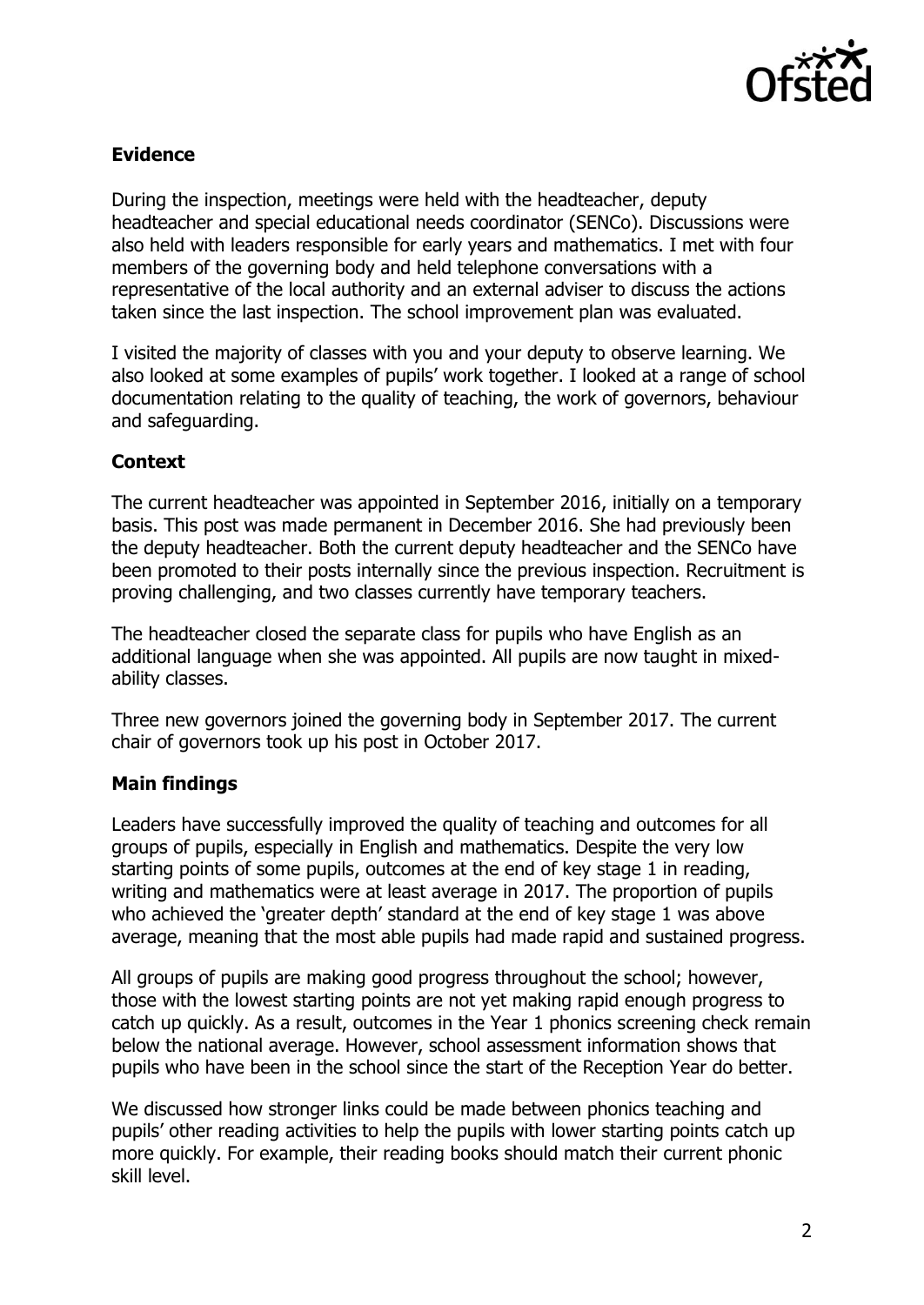### Evidence

During the inspection, meetings were held with the headteacher, deputy headteacher and special educational needs coordinator (SENCo). Discussions were also held with leaders responsible for early years and mathematics. I met with four members of the governing body and held telephone conversations with a representative of the local authority and an external adviser to discuss the actions taken since the last inspection. The school improvement plan was evaluated.

I visited the majority of classes with you and your deputy to observe learning. We also looked at some examples of pupils' work together. I looked at a range of school documentation relating to the quality of teaching, the work of governors, behaviour and safeguarding.

### Context

The current headteacher was appointed in September 2016, initially on a temporary basis. This post was made permanent in December 2016. She had previously been the deputy headteacher. Both the current deputy headteacher and the SENCo have been promoted to their posts internally since the previous inspection. Recruitment is proving challenging, and two classes currently have temporary teachers.

The headteacher closed the separate class for pupils who have English as an additional language when she was appointed. All pupils are now taught in mixed-ability classes.

Three new governors joined the governing body in September 2017. The current chair of governors took up his post in October 2017.

### Main findings

Leaders have successfully improved the quality of teaching and outcomes for all groups of pupils, especially in English and mathematics. Despite the very low starting points of some pupils, outcomes at the end of key stage 1 in reading, writing and mathematics were at least average in 2017. The proportion of pupils who achieved the 'greater depth' standard at the end of key stage 1 was above average, meaning that the most able pupils had made rapid and sustained progress.

All groups of pupils are making good progress throughout the school; however, those with the lowest starting points are not yet making rapid enough progress to catch up quickly. As a result, outcomes in the Year 1 phonics screening check remain below the national average. However, school assessment information shows that pupils who have been in the school since the start of the Reception Year do better.

We discussed how stronger links could be made between phonics teaching and pupils' other reading activities to help the pupils with lower starting points catch up more quickly. For example, their reading books should match their current phonic skill level.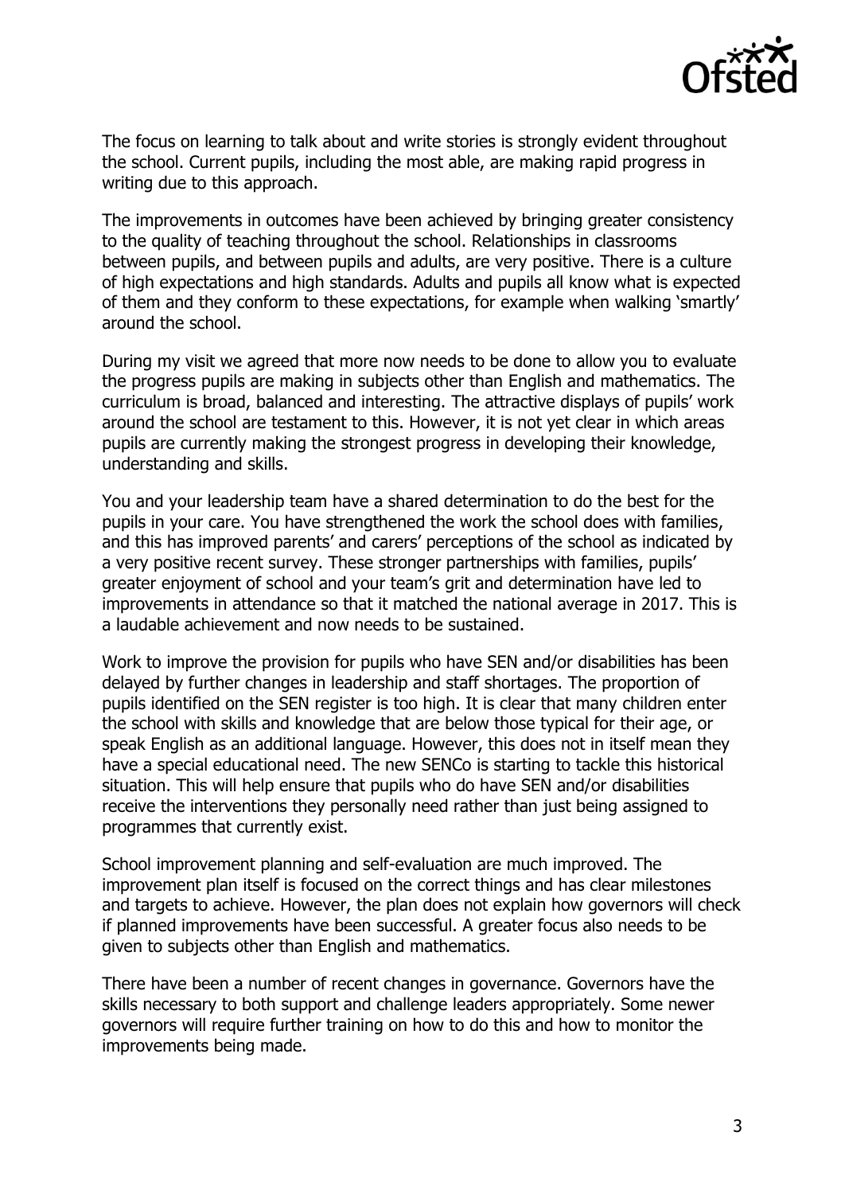The focus on learning to talk about and write stories is strongly evident throughout the school. Current pupils, including the most able, are making rapid progress in writing due to this approach.

The improvements in outcomes have been achieved by bringing greater consistency to the quality of teaching throughout the school. Relationships in classrooms between pupils, and between pupils and adults, are very positive. There is a culture of high expectations and high standards. Adults and pupils all know what is expected of them and they conform to these expectations, for example when walking 'smartly' around the school.

During my visit we agreed that more now needs to be done to allow you to evaluate the progress pupils are making in subjects other than English and mathematics. The curriculum is broad, balanced and interesting. The attractive displays of pupils' work around the school are testament to this. However, it is not yet clear in which areas pupils are currently making the strongest progress in developing their knowledge, understanding and skills.

You and your leadership team have a shared determination to do the best for the pupils in your care. You have strengthened the work the school does with families, and this has improved parents' and carers' perceptions of the school as indicated by a very positive recent survey. These stronger partnerships with families, pupils' greater enjoyment of school and your team's grit and determination have led to improvements in attendance so that it matched the national average in 2017. This is a laudable achievement and now needs to be sustained.

Work to improve the provision for pupils who have SEN and/or disabilities has been delayed by further changes in leadership and staff shortages. The proportion of pupils identified on the SEN register is too high. It is clear that many children enter the school with skills and knowledge that are below those typical for their age, or speak English as an additional language. However, this does not in itself mean they have a special educational need. The new SENCo is starting to tackle this historical situation. This will help ensure that pupils who do have SEN and/or disabilities receive the interventions they personally need rather than just being assigned to programmes that currently exist.

School improvement planning and self-evaluation are much improved. The improvement plan itself is focused on the correct things and has clear milestones and targets to achieve. However, the plan does not explain how governors will check if planned improvements have been successful. A greater focus also needs to be given to subjects other than English and mathematics.

There have been a number of recent changes in governance. Governors have the skills necessary to both support and challenge leaders appropriately. Some newer governors will require further training on how to do this and how to monitor the improvements being made.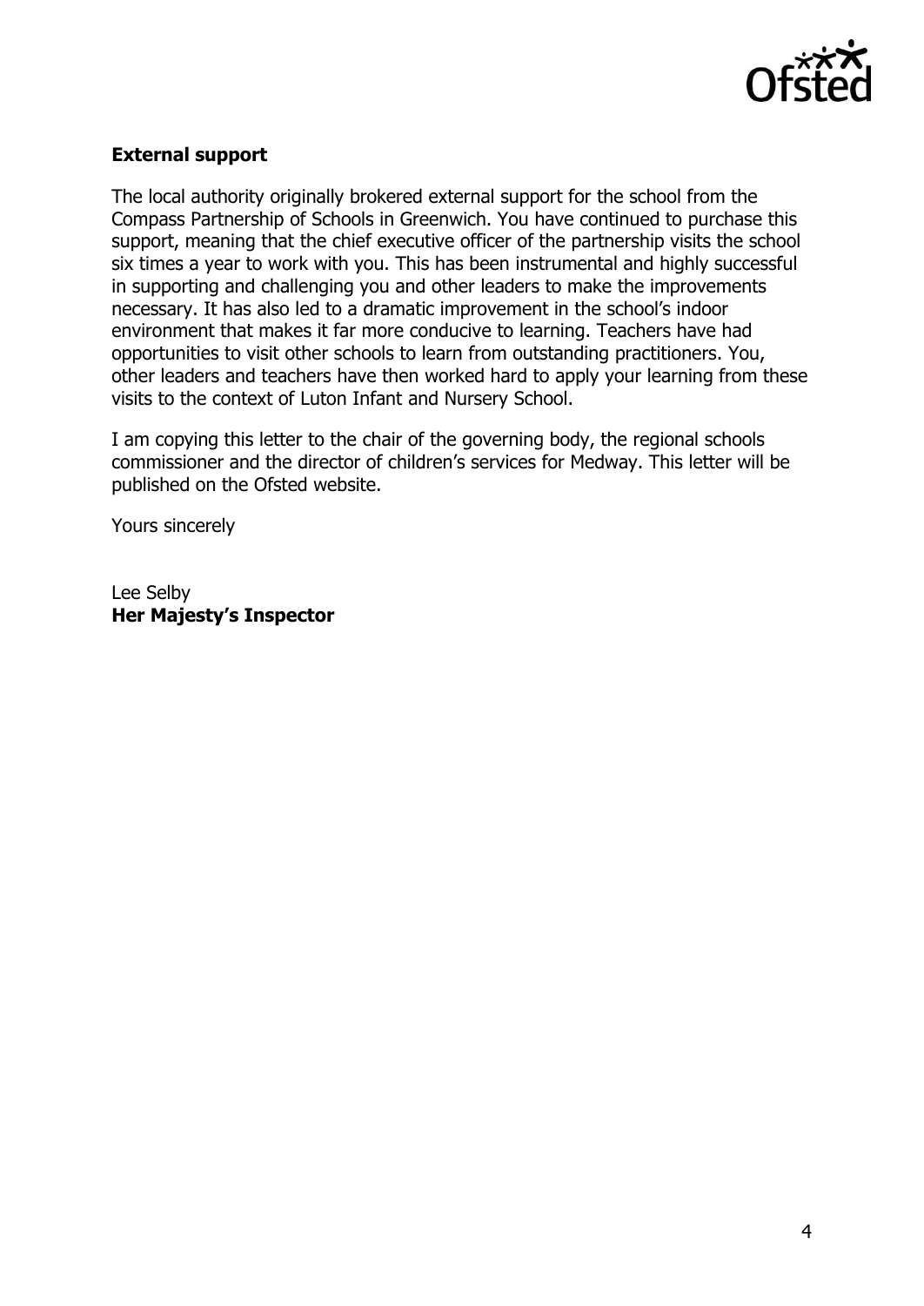**External support**

The local authority originally brokered external support for the school from the Compass Partnership of Schools in Greenwich. You have continued to purchase this support, meaning that the chief executive officer of the partnership visits the school six times a year to work with you. This has been instrumental and highly successful in supporting and challenging you and other leaders to make the improvements necessary. It has also led to a dramatic improvement in the school's indoor environment that makes it far more conducive to learning. Teachers have had opportunities to visit other schools to learn from outstanding practitioners. You, other leaders and teachers have then worked hard to apply your learning from these visits to the context of Luton Infant and Nursery School.

I am copying this letter to the chair of the governing body, the regional schools commissioner and the director of children's services for Medway. This letter will be published on the Ofsted website.

Yours sincerely

Lee Selby
**Her Majesty's Inspector**